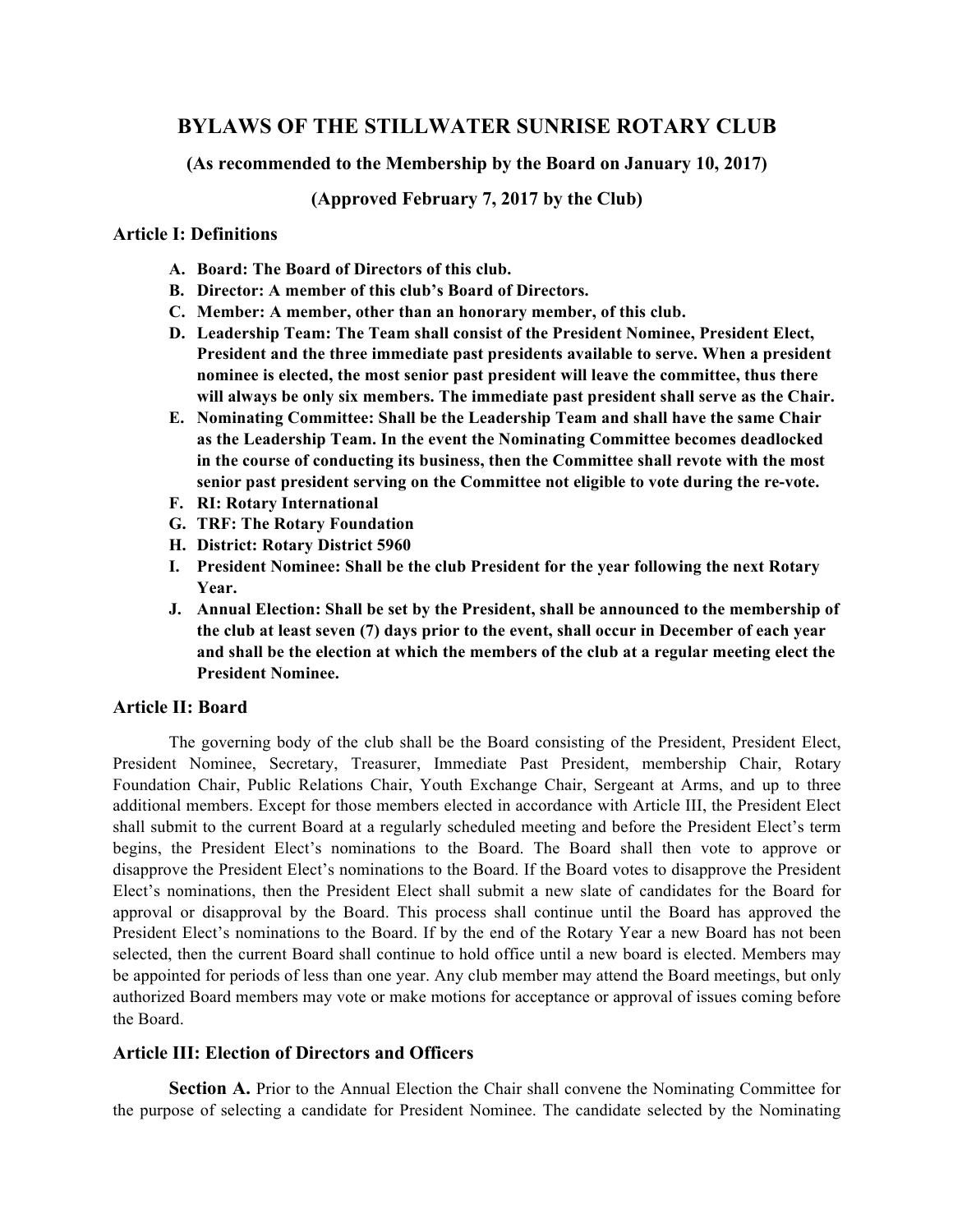# BYLAWS OF THE STILLWATER SUNRISE ROTARY CLUB

**(As recommended to the Membership by the Board on January 10, 2017)**

**(Approved February 7, 2017 by the Club)**

## Article I: Definitions

- **A. Board: The Board of Directors of this club.**
- **B. Director: A member of this club's Board of Directors.**
- **C. Member: A member, other than an honorary member, of this club.**
- **D. Leadership Team: The Team shall consist of the President Nominee, President Elect, President and the three immediate past presidents available to serve. When a president nominee is elected, the most senior past president will leave the committee, thus there will always be only six members. The immediate past president shall serve as the Chair.**
- **E. Nominating Committee: Shall be the Leadership Team and shall have the same Chair as the Leadership Team. In the event the Nominating Committee becomes deadlocked in the course of conducting its business, then the Committee shall revote with the most senior past president serving on the Committee not eligible to vote during the re-vote.**
- **F. RI: Rotary International**
- **G. TRF: The Rotary Foundation**
- **H. District: Rotary District 5960**
- **I. President Nominee: Shall be the club President for the year following the next Rotary Year.**
- **J. Annual Election: Shall be set by the President, shall be announced to the membership of the club at least seven (7) days prior to the event, shall occur in December of each year and shall be the election at which the members of the club at a regular meeting elect the President Nominee.**

## Article II: Board

The governing body of the club shall be the Board consisting of the President, President Elect, President Nominee, Secretary, Treasurer, Immediate Past President, membership Chair, Rotary Foundation Chair, Public Relations Chair, Youth Exchange Chair, Sergeant at Arms, and up to three additional members. Except for those members elected in accordance with Article III, the President Elect shall submit to the current Board at a regularly scheduled meeting and before the President Elect's term begins, the President Elect's nominations to the Board. The Board shall then vote to approve or disapprove the President Elect's nominations to the Board. If the Board votes to disapprove the President Elect's nominations, then the President Elect shall submit a new slate of candidates for the Board for approval or disapproval by the Board. This process shall continue until the Board has approved the President Elect's nominations to the Board. If by the end of the Rotary Year a new Board has not been selected, then the current Board shall continue to hold office until a new board is elected. Members may be appointed for periods of less than one year. Any club member may attend the Board meetings, but only authorized Board members may vote or make motions for acceptance or approval of issues coming before the Board.

## Article III: Election of Directors and Officers

**Section A.** Prior to the Annual Election the Chair shall convene the Nominating Committee for the purpose of selecting a candidate for President Nominee. The candidate selected by the Nominating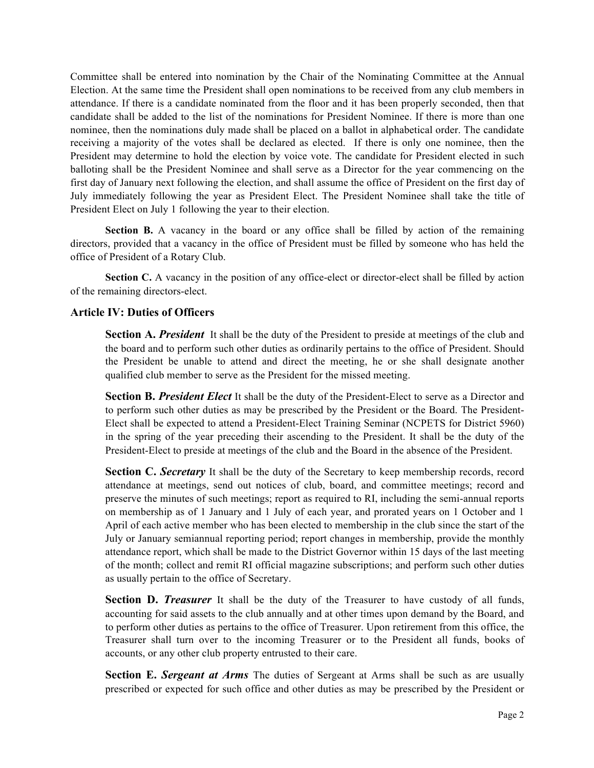Committee shall be entered into nomination by the Chair of the Nominating Committee at the Annual Election. At the same time the President shall open nominations to be received from any club members in attendance. If there is a candidate nominated from the floor and it has been properly seconded, then that candidate shall be added to the list of the nominations for President Nominee. If there is more than one nominee, then the nominations duly made shall be placed on a ballot in alphabetical order. The candidate receiving a majority of the votes shall be declared as elected. If there is only one nominee, then the President may determine to hold the election by voice vote. The candidate for President elected in such balloting shall be the President Nominee and shall serve as a Director for the year commencing on the first day of January next following the election, and shall assume the office of President on the first day of July immediately following the year as President Elect. The President Nominee shall take the title of President Elect on July 1 following the year to their election.

**Section B.** A vacancy in the board or any office shall be filled by action of the remaining directors, provided that a vacancy in the office of President must be filled by someone who has held the office of President of a Rotary Club.

**Section C.** A vacancy in the position of any office-elect or director-elect shall be filled by action of the remaining directors-elect.

## Article IV: Duties of Officers

**Section A.** ***President*** It shall be the duty of the President to preside at meetings of the club and the board and to perform such other duties as ordinarily pertains to the office of President. Should the President be unable to attend and direct the meeting, he or she shall designate another qualified club member to serve as the President for the missed meeting.

**Section B.** ***President Elect*** It shall be the duty of the President-Elect to serve as a Director and to perform such other duties as may be prescribed by the President or the Board. The President-Elect shall be expected to attend a President-Elect Training Seminar (NCPETS for District 5960) in the spring of the year preceding their ascending to the President. It shall be the duty of the President-Elect to preside at meetings of the club and the Board in the absence of the President.

**Section C.** ***Secretary*** It shall be the duty of the Secretary to keep membership records, record attendance at meetings, send out notices of club, board, and committee meetings; record and preserve the minutes of such meetings; report as required to RI, including the semi-annual reports on membership as of 1 January and 1 July of each year, and prorated years on 1 October and 1 April of each active member who has been elected to membership in the club since the start of the July or January semiannual reporting period; report changes in membership, provide the monthly attendance report, which shall be made to the District Governor within 15 days of the last meeting of the month; collect and remit RI official magazine subscriptions; and perform such other duties as usually pertain to the office of Secretary.

**Section D.** ***Treasurer*** It shall be the duty of the Treasurer to have custody of all funds, accounting for said assets to the club annually and at other times upon demand by the Board, and to perform other duties as pertains to the office of Treasurer. Upon retirement from this office, the Treasurer shall turn over to the incoming Treasurer or to the President all funds, books of accounts, or any other club property entrusted to their care.

**Section E.** ***Sergeant at Arms*** The duties of Sergeant at Arms shall be such as are usually prescribed or expected for such office and other duties as may be prescribed by the President or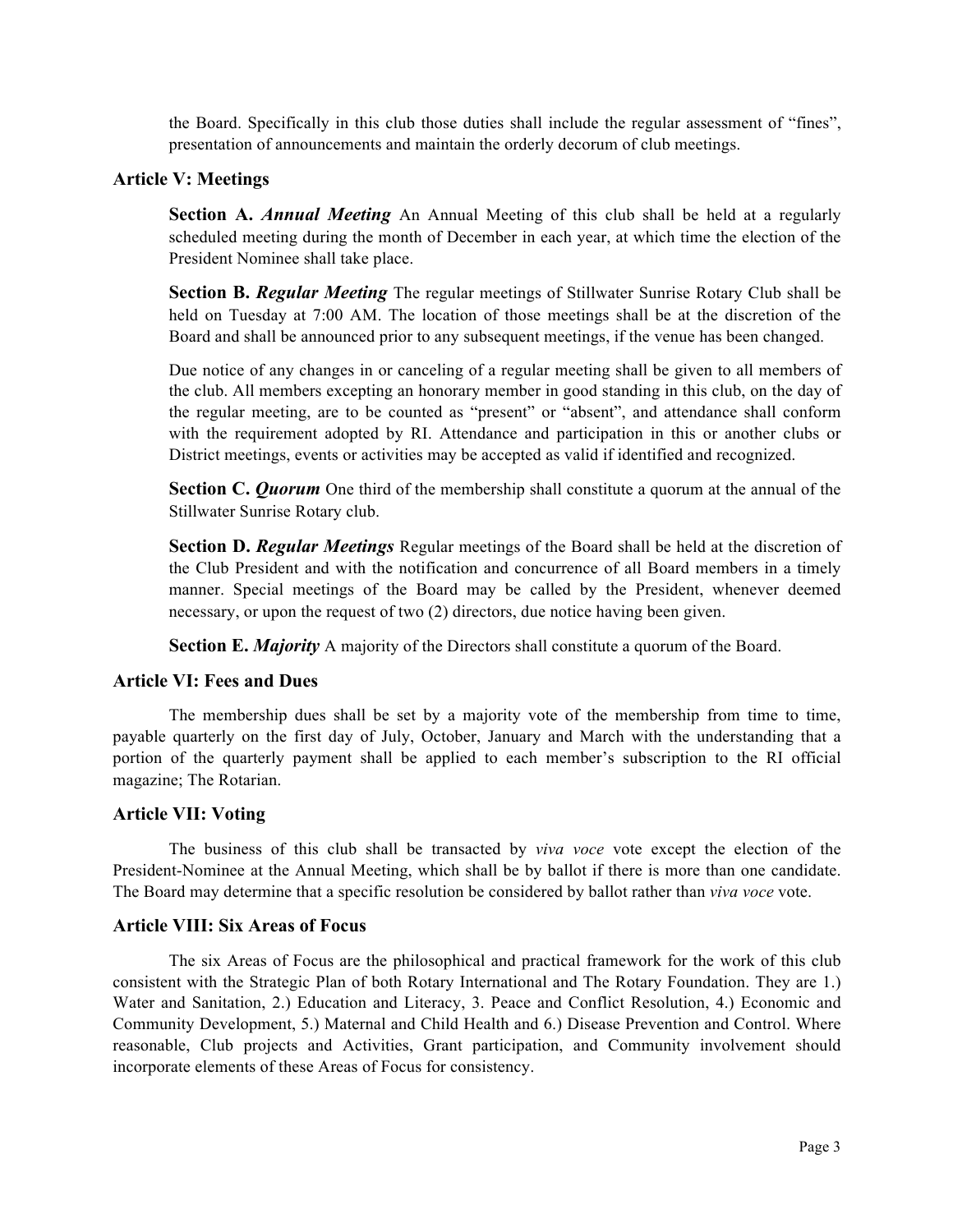the Board. Specifically in this club those duties shall include the regular assessment of "fines", presentation of announcements and maintain the orderly decorum of club meetings.

## Article V: Meetings

**Section A.** ***Annual Meeting*** An Annual Meeting of this club shall be held at a regularly scheduled meeting during the month of December in each year, at which time the election of the President Nominee shall take place.

**Section B.** ***Regular Meeting*** The regular meetings of Stillwater Sunrise Rotary Club shall be held on Tuesday at 7:00 AM. The location of those meetings shall be at the discretion of the Board and shall be announced prior to any subsequent meetings, if the venue has been changed.

Due notice of any changes in or canceling of a regular meeting shall be given to all members of the club. All members excepting an honorary member in good standing in this club, on the day of the regular meeting, are to be counted as "present" or "absent", and attendance shall conform with the requirement adopted by RI. Attendance and participation in this or another clubs or District meetings, events or activities may be accepted as valid if identified and recognized.

**Section C.** ***Quorum*** One third of the membership shall constitute a quorum at the annual of the Stillwater Sunrise Rotary club.

**Section D.** ***Regular Meetings*** Regular meetings of the Board shall be held at the discretion of the Club President and with the notification and concurrence of all Board members in a timely manner. Special meetings of the Board may be called by the President, whenever deemed necessary, or upon the request of two (2) directors, due notice having been given.

**Section E.** ***Majority*** A majority of the Directors shall constitute a quorum of the Board.

## Article VI: Fees and Dues

The membership dues shall be set by a majority vote of the membership from time to time, payable quarterly on the first day of July, October, January and March with the understanding that a portion of the quarterly payment shall be applied to each member's subscription to the RI official magazine; The Rotarian.

## Article VII: Voting

The business of this club shall be transacted by *viva voce* vote except the election of the President-Nominee at the Annual Meeting, which shall be by ballot if there is more than one candidate. The Board may determine that a specific resolution be considered by ballot rather than *viva voce* vote.

## Article VIII: Six Areas of Focus

The six Areas of Focus are the philosophical and practical framework for the work of this club consistent with the Strategic Plan of both Rotary International and The Rotary Foundation. They are 1.) Water and Sanitation, 2.) Education and Literacy, 3. Peace and Conflict Resolution, 4.) Economic and Community Development, 5.) Maternal and Child Health and 6.) Disease Prevention and Control. Where reasonable, Club projects and Activities, Grant participation, and Community involvement should incorporate elements of these Areas of Focus for consistency.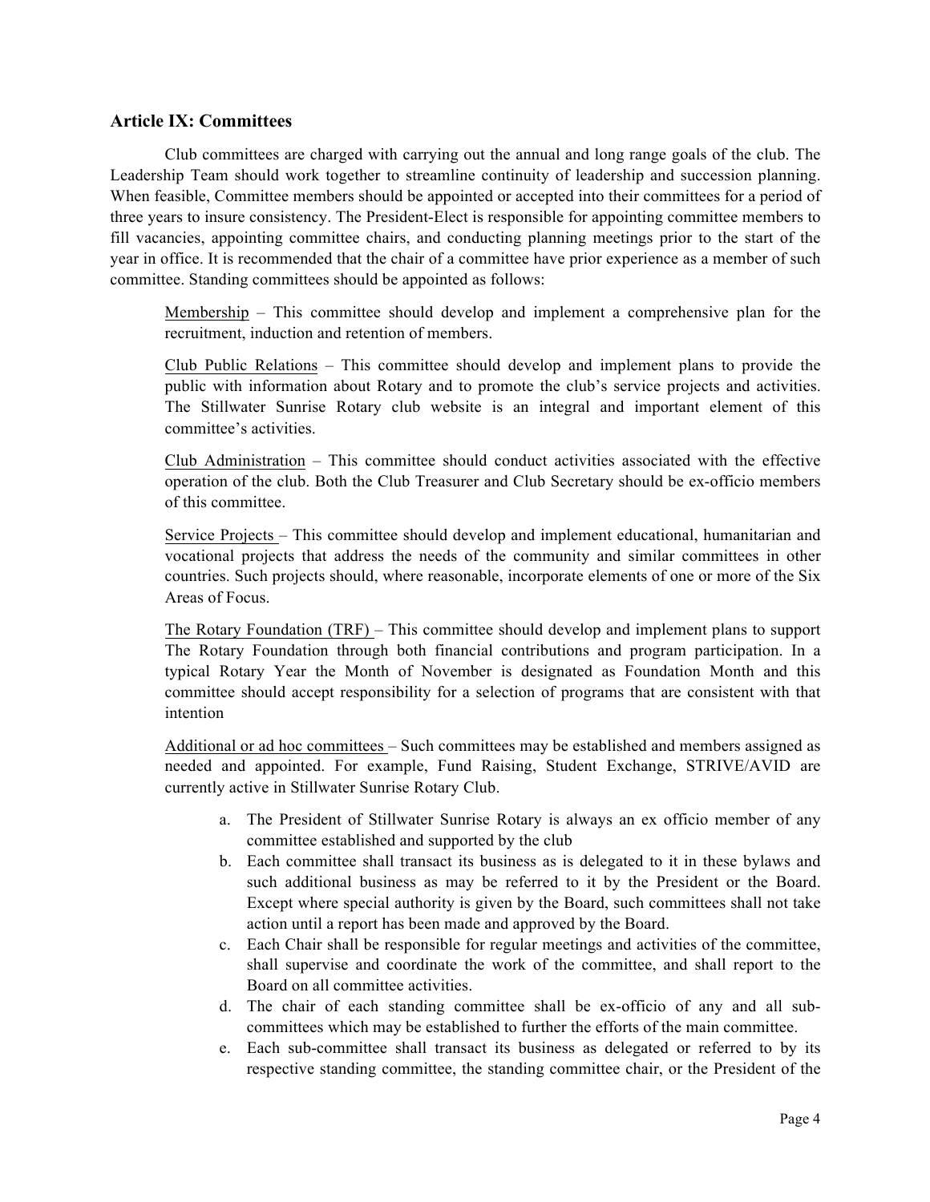## Article IX: Committees

Club committees are charged with carrying out the annual and long range goals of the club. The Leadership Team should work together to streamline continuity of leadership and succession planning. When feasible, Committee members should be appointed or accepted into their committees for a period of three years to insure consistency. The President-Elect is responsible for appointing committee members to fill vacancies, appointing committee chairs, and conducting planning meetings prior to the start of the year in office. It is recommended that the chair of a committee have prior experience as a member of such committee. Standing committees should be appointed as follows:

Membership – This committee should develop and implement a comprehensive plan for the recruitment, induction and retention of members.

Club Public Relations – This committee should develop and implement plans to provide the public with information about Rotary and to promote the club's service projects and activities. The Stillwater Sunrise Rotary club website is an integral and important element of this committee's activities.

Club Administration – This committee should conduct activities associated with the effective operation of the club. Both the Club Treasurer and Club Secretary should be ex-officio members of this committee.

Service Projects – This committee should develop and implement educational, humanitarian and vocational projects that address the needs of the community and similar committees in other countries. Such projects should, where reasonable, incorporate elements of one or more of the Six Areas of Focus.

The Rotary Foundation (TRF) – This committee should develop and implement plans to support The Rotary Foundation through both financial contributions and program participation. In a typical Rotary Year the Month of November is designated as Foundation Month and this committee should accept responsibility for a selection of programs that are consistent with that intention

Additional or ad hoc committees – Such committees may be established and members assigned as needed and appointed. For example, Fund Raising, Student Exchange, STRIVE/AVID are currently active in Stillwater Sunrise Rotary Club.

a. The President of Stillwater Sunrise Rotary is always an ex officio member of any committee established and supported by the club
b. Each committee shall transact its business as is delegated to it in these bylaws and such additional business as may be referred to it by the President or the Board. Except where special authority is given by the Board, such committees shall not take action until a report has been made and approved by the Board.
c. Each Chair shall be responsible for regular meetings and activities of the committee, shall supervise and coordinate the work of the committee, and shall report to the Board on all committee activities.
d. The chair of each standing committee shall be ex-officio of any and all sub-committees which may be established to further the efforts of the main committee.
e. Each sub-committee shall transact its business as delegated or referred to by its respective standing committee, the standing committee chair, or the President of the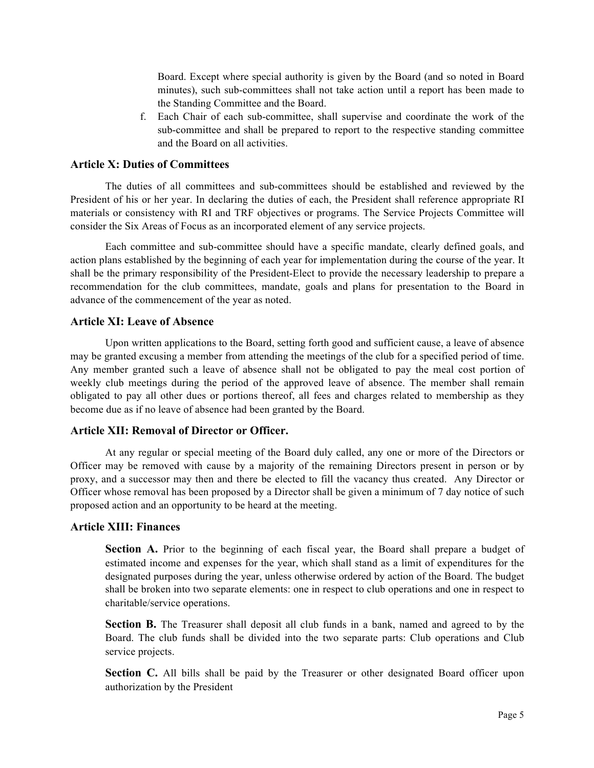Board. Except where special authority is given by the Board (and so noted in Board minutes), such sub-committees shall not take action until a report has been made to the Standing Committee and the Board.

f. Each Chair of each sub-committee, shall supervise and coordinate the work of the sub-committee and shall be prepared to report to the respective standing committee and the Board on all activities.

### Article X: Duties of Committees

The duties of all committees and sub-committees should be established and reviewed by the President of his or her year. In declaring the duties of each, the President shall reference appropriate RI materials or consistency with RI and TRF objectives or programs. The Service Projects Committee will consider the Six Areas of Focus as an incorporated element of any service projects.

Each committee and sub-committee should have a specific mandate, clearly defined goals, and action plans established by the beginning of each year for implementation during the course of the year. It shall be the primary responsibility of the President-Elect to provide the necessary leadership to prepare a recommendation for the club committees, mandate, goals and plans for presentation to the Board in advance of the commencement of the year as noted.

### Article XI: Leave of Absence

Upon written applications to the Board, setting forth good and sufficient cause, a leave of absence may be granted excusing a member from attending the meetings of the club for a specified period of time. Any member granted such a leave of absence shall not be obligated to pay the meal cost portion of weekly club meetings during the period of the approved leave of absence. The member shall remain obligated to pay all other dues or portions thereof, all fees and charges related to membership as they become due as if no leave of absence had been granted by the Board.

### Article XII: Removal of Director or Officer.

At any regular or special meeting of the Board duly called, any one or more of the Directors or Officer may be removed with cause by a majority of the remaining Directors present in person or by proxy, and a successor may then and there be elected to fill the vacancy thus created. Any Director or Officer whose removal has been proposed by a Director shall be given a minimum of 7 day notice of such proposed action and an opportunity to be heard at the meeting.

### Article XIII: Finances

**Section A.** Prior to the beginning of each fiscal year, the Board shall prepare a budget of estimated income and expenses for the year, which shall stand as a limit of expenditures for the designated purposes during the year, unless otherwise ordered by action of the Board. The budget shall be broken into two separate elements: one in respect to club operations and one in respect to charitable/service operations.

**Section B.** The Treasurer shall deposit all club funds in a bank, named and agreed to by the Board. The club funds shall be divided into the two separate parts: Club operations and Club service projects.

**Section C.** All bills shall be paid by the Treasurer or other designated Board officer upon authorization by the President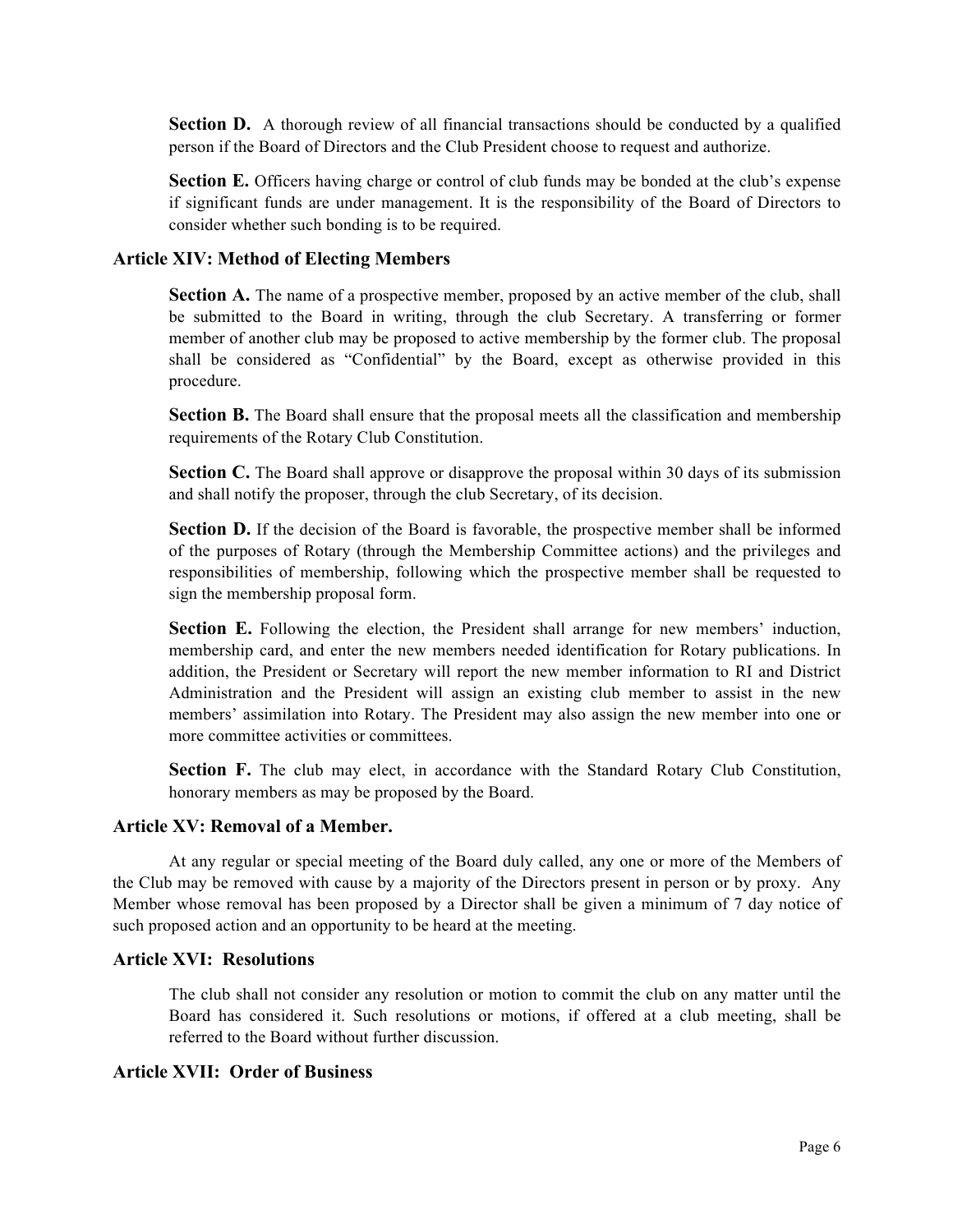**Section D.** A thorough review of all financial transactions should be conducted by a qualified person if the Board of Directors and the Club President choose to request and authorize.

**Section E.** Officers having charge or control of club funds may be bonded at the club's expense if significant funds are under management. It is the responsibility of the Board of Directors to consider whether such bonding is to be required.

## Article XIV: Method of Electing Members

**Section A.** The name of a prospective member, proposed by an active member of the club, shall be submitted to the Board in writing, through the club Secretary. A transferring or former member of another club may be proposed to active membership by the former club. The proposal shall be considered as "Confidential" by the Board, except as otherwise provided in this procedure.

**Section B.** The Board shall ensure that the proposal meets all the classification and membership requirements of the Rotary Club Constitution.

**Section C.** The Board shall approve or disapprove the proposal within 30 days of its submission and shall notify the proposer, through the club Secretary, of its decision.

**Section D.** If the decision of the Board is favorable, the prospective member shall be informed of the purposes of Rotary (through the Membership Committee actions) and the privileges and responsibilities of membership, following which the prospective member shall be requested to sign the membership proposal form.

**Section E.** Following the election, the President shall arrange for new members' induction, membership card, and enter the new members needed identification for Rotary publications. In addition, the President or Secretary will report the new member information to RI and District Administration and the President will assign an existing club member to assist in the new members' assimilation into Rotary. The President may also assign the new member into one or more committee activities or committees.

**Section F.** The club may elect, in accordance with the Standard Rotary Club Constitution, honorary members as may be proposed by the Board.

## Article XV: Removal of a Member.

At any regular or special meeting of the Board duly called, any one or more of the Members of the Club may be removed with cause by a majority of the Directors present in person or by proxy. Any Member whose removal has been proposed by a Director shall be given a minimum of 7 day notice of such proposed action and an opportunity to be heard at the meeting.

## Article XVI: Resolutions

The club shall not consider any resolution or motion to commit the club on any matter until the Board has considered it. Such resolutions or motions, if offered at a club meeting, shall be referred to the Board without further discussion.

## Article XVII: Order of Business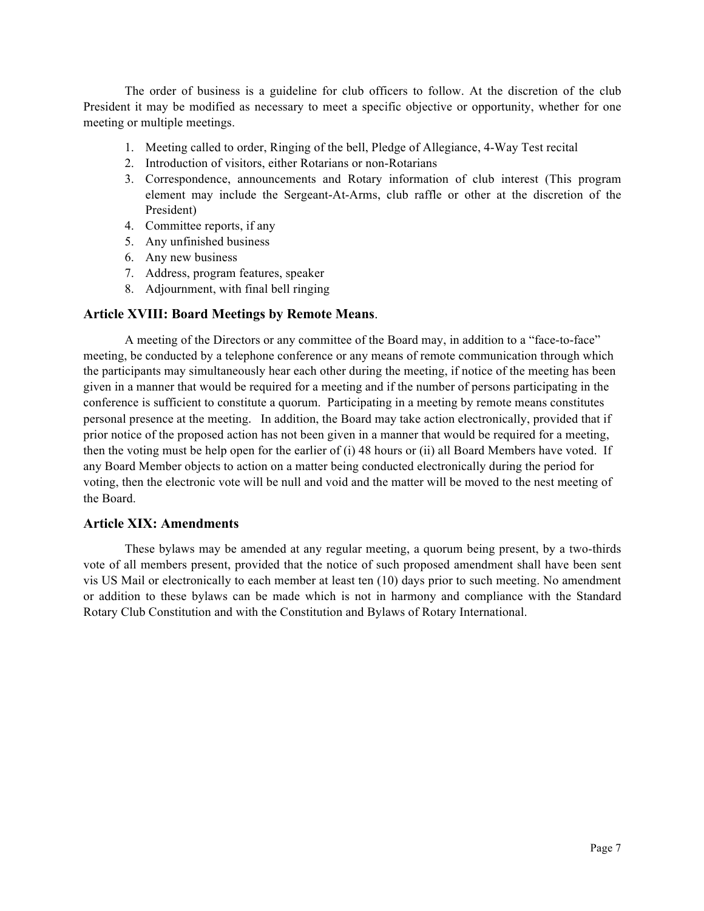The order of business is a guideline for club officers to follow. At the discretion of the club President it may be modified as necessary to meet a specific objective or opportunity, whether for one meeting or multiple meetings.

1. Meeting called to order, Ringing of the bell, Pledge of Allegiance, 4-Way Test recital
2. Introduction of visitors, either Rotarians or non-Rotarians
3. Correspondence, announcements and Rotary information of club interest (This program element may include the Sergeant-At-Arms, club raffle or other at the discretion of the President)
4. Committee reports, if any
5. Any unfinished business
6. Any new business
7. Address, program features, speaker
8. Adjournment, with final bell ringing

### Article XVIII: Board Meetings by Remote Means.

A meeting of the Directors or any committee of the Board may, in addition to a "face-to-face" meeting, be conducted by a telephone conference or any means of remote communication through which the participants may simultaneously hear each other during the meeting, if notice of the meeting has been given in a manner that would be required for a meeting and if the number of persons participating in the conference is sufficient to constitute a quorum. Participating in a meeting by remote means constitutes personal presence at the meeting. In addition, the Board may take action electronically, provided that if prior notice of the proposed action has not been given in a manner that would be required for a meeting, then the voting must be help open for the earlier of (i) 48 hours or (ii) all Board Members have voted. If any Board Member objects to action on a matter being conducted electronically during the period for voting, then the electronic vote will be null and void and the matter will be moved to the nest meeting of the Board.

### Article XIX: Amendments

These bylaws may be amended at any regular meeting, a quorum being present, by a two-thirds vote of all members present, provided that the notice of such proposed amendment shall have been sent vis US Mail or electronically to each member at least ten (10) days prior to such meeting. No amendment or addition to these bylaws can be made which is not in harmony and compliance with the Standard Rotary Club Constitution and with the Constitution and Bylaws of Rotary International.